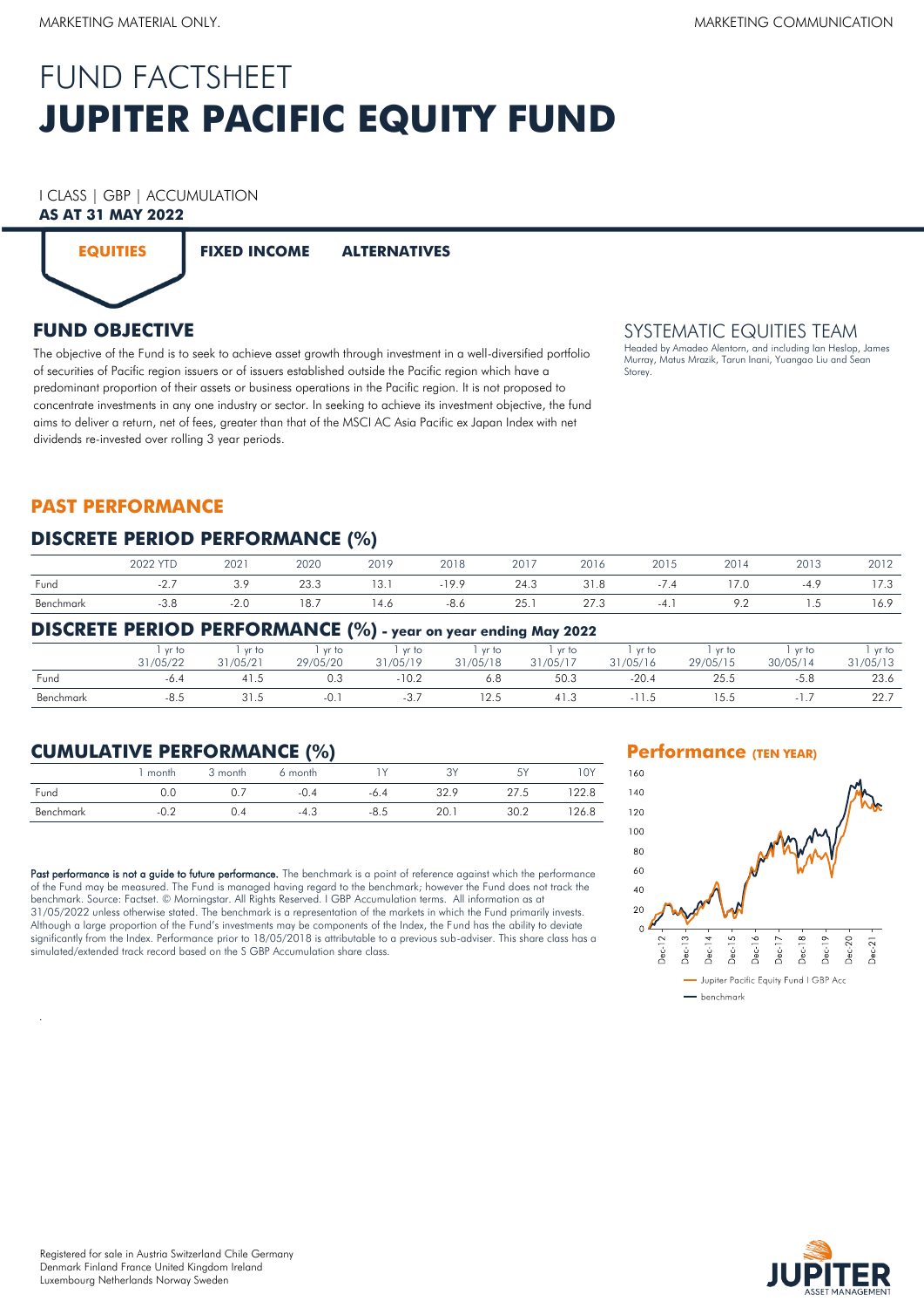MARKETING MATERIAL ONLY.

MARKETING COMMUNICATION

# FUND FACTSHEET
# JUPITER PACIFIC EQUITY FUND

I CLASS | GBP | ACCUMULATION
**AS AT 31 MAY 2022**

**EQUITIES** **FIXED INCOME** **ALTERNATIVES**

## FUND OBJECTIVE

The objective of the Fund is to seek to achieve asset growth through investment in a well-diversified portfolio of securities of Pacific region issuers or of issuers established outside the Pacific region which have a predominant proportion of their assets or business operations in the Pacific region. It is not proposed to concentrate investments in any one industry or sector. In seeking to achieve its investment objective, the fund aims to deliver a return, net of fees, greater than that of the MSCI AC Asia Pacific ex Japan Index with net dividends re-invested over rolling 3 year periods.

## SYSTEMATIC EQUITIES TEAM

Headed by Amadeo Alentorn, and including Ian Heslop, James Murray, Matus Mrazik, Tarun Inani, Yuangao Liu and Sean Storey.

## PAST PERFORMANCE

### DISCRETE PERIOD PERFORMANCE (%)

| | 2022 YTD | 2021 | 2020 | 2019 | 2018 | 2017 | 2016 | 2015 | 2014 | 2013 | 2012 |
|---|---|---|---|---|---|---|---|---|---|---|---|
| Fund | -2.7 | 3.9 | 23.3 | 13.1 | -19.9 | 24.3 | 31.8 | -7.4 | 17.0 | -4.9 | 17.3 |
| Benchmark | -3.8 | -2.0 | 18.7 | 14.6 | -8.6 | 25.1 | 27.3 | -4.1 | 9.2 | 1.5 | 16.9 |

### DISCRETE PERIOD PERFORMANCE (%) - year on year ending May 2022

| | 1 yr to 31/05/22 | 1 yr to 31/05/21 | 1 yr to 29/05/20 | 1 yr to 31/05/19 | 1 yr to 31/05/18 | 1 yr to 31/05/17 | 1 yr to 31/05/16 | 1 yr to 29/05/15 | 1 yr to 30/05/14 | 1 yr to 31/05/13 |
|---|---|---|---|---|---|---|---|---|---|---|
| Fund | -6.4 | 41.5 | 0.3 | -10.2 | 6.8 | 50.3 | -20.4 | 25.5 | -5.8 | 23.6 |
| Benchmark | -8.5 | 31.5 | -0.1 | -3.7 | 12.5 | 41.3 | -11.5 | 15.5 | -1.7 | 22.7 |

### CUMULATIVE PERFORMANCE (%)

| | 1 month | 3 month | 6 month | 1Y | 3Y | 5Y | 10Y |
|---|---|---|---|---|---|---|---|
| Fund | 0.0 | 0.7 | -0.4 | -6.4 | 32.9 | 27.5 | 122.8 |
| Benchmark | -0.2 | 0.4 | -4.3 | -8.5 | 20.1 | 30.2 | 126.8 |

### Performance (TEN YEAR)

Jupiter Pacific Equity Fund I GBP Acc
benchmark

**Past performance is not a guide to future performance.** The benchmark is a point of reference against which the performance of the Fund may be measured. The Fund is managed having regard to the benchmark; however the Fund does not track the benchmark. Source: Factset. © Morningstar. All Rights Reserved. I GBP Accumulation terms. All information as at 31/05/2022 unless otherwise stated. The benchmark is a representation of the markets in which the Fund primarily invests. Although a large proportion of the Fund's investments may be components of the Index, the Fund has the ability to deviate significantly from the Index. Performance prior to 18/05/2018 is attributable to a previous sub-adviser. This share class has a simulated/extended track record based on the S GBP Accumulation share class.

Registered for sale in Austria Switzerland Chile Germany Denmark Finland France United Kingdom Ireland Luxembourg Netherlands Norway Sweden

JUPITER ASSET MANAGEMENT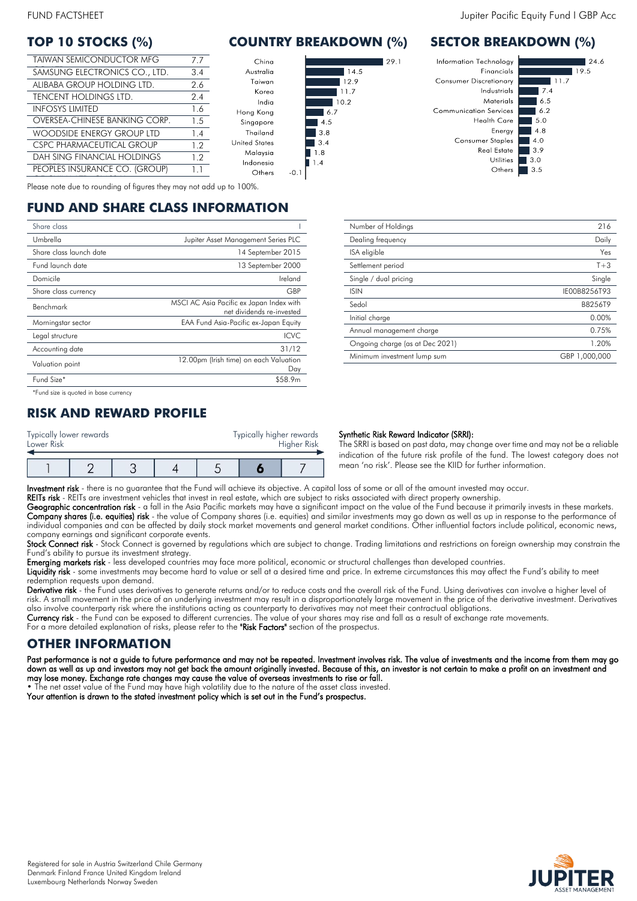## TOP 10 STOCKS (%)

| Stock | % |
|---|---|
| TAIWAN SEMICONDUCTOR MFG | 7.7 |
| SAMSUNG ELECTRONICS CO., LTD. | 3.4 |
| ALIBABA GROUP HOLDING LTD. | 2.6 |
| TENCENT HOLDINGS LTD. | 2.4 |
| INFOSYS LIMITED | 1.6 |
| OVERSEA-CHINESE BANKING CORP. | 1.5 |
| WOODSIDE ENERGY GROUP LTD | 1.4 |
| CSPC PHARMACEUTICAL GROUP | 1.2 |
| DAH SING FINANCIAL HOLDINGS | 1.2 |
| PEOPLES INSURANCE CO. (GROUP) | 1.1 |

## COUNTRY BREAKDOWN (%)

| Country | % |
|---|---|
| China | 29.1 |
| Australia | 14.5 |
| Taiwan | 12.9 |
| Korea | 11.7 |
| India | 10.2 |
| Hong Kong | 6.7 |
| Singapore | 4.5 |
| Thailand | 3.8 |
| United States | 3.4 |
| Malaysia | 1.8 |
| Indonesia | 1.4 |
| Others | -0.1 |

## SECTOR BREAKDOWN (%)

| Sector | % |
|---|---|
| Information Technology | 24.6 |
| Financials | 19.5 |
| Consumer Discretionary | 11.7 |
| Industrials | 7.4 |
| Materials | 6.5 |
| Communication Services | 6.2 |
| Health Care | 5.0 |
| Energy | 4.8 |
| Consumer Staples | 4.0 |
| Real Estate | 3.9 |
| Utilities | 3.0 |
| Others | 3.5 |

Please note due to rounding of figures they may not add up to 100%.

## FUND AND SHARE CLASS INFORMATION

| | |
|---|---|
| Share class | I |
| Umbrella | Jupiter Asset Management Series PLC |
| Share class launch date | 14 September 2015 |
| Fund launch date | 13 September 2000 |
| Domicile | Ireland |
| Share class currency | GBP |
| Benchmark | MSCI AC Asia Pacific ex Japan Index with net dividends re-invested |
| Morningstar sector | EAA Fund Asia-Pacific ex-Japan Equity |
| Legal structure | ICVC |
| Accounting date | 31/12 |
| Valuation point | 12.00pm (Irish time) on each Valuation Day |
| Fund Size* | $58.9m |

*Fund size is quoted in base currency

| | |
|---|---|
| Number of Holdings | 216 |
| Dealing frequency | Daily |
| ISA eligible | Yes |
| Settlement period | T+3 |
| Single / dual pricing | Single |
| ISIN | IE00B8256T93 |
| Sedol | B8256T9 |
| Initial charge | 0.00% |
| Annual management charge | 0.75% |
| Ongoing charge (as at Dec 2021) | 1.20% |
| Minimum investment lump sum | GBP 1,000,000 |

## RISK AND REWARD PROFILE

Typically lower rewards / Lower Risk — Typically higher rewards / Higher Risk

| 1 | 2 | 3 | 4 | 5 | **6** | 7 |
|---|---|---|---|---|---|---|

**Synthetic Risk Reward Indicator (SRRI):**
The SRRI is based on past data, may change over time and may not be a reliable indication of the future risk profile of the fund. The lowest category does not mean 'no risk'. Please see the KIID for further information.

**Investment risk** - there is no guarantee that the Fund will achieve its objective. A capital loss of some or all of the amount invested may occur.
**REITs risk** - REITs are investment vehicles that invest in real estate, which are subject to risks associated with direct property ownership.
**Geographic concentration risk** - a fall in the Asia Pacific markets may have a significant impact on the value of the Fund because it primarily invests in these markets.
**Company shares (i.e. equities) risk** - the value of Company shares (i.e. equities) and similar investments may go down as well as up in response to the performance of individual companies and can be affected by daily stock market movements and general market conditions. Other influential factors include political, economic news, company earnings and significant corporate events.
**Stock Connect risk** - Stock Connect is governed by regulations which are subject to change. Trading limitations and restrictions on foreign ownership may constrain the Fund's ability to pursue its investment strategy.
**Emerging markets risk** - less developed countries may face more political, economic or structural challenges than developed countries.
**Liquidity risk** - some investments may become hard to value or sell at a desired time and price. In extreme circumstances this may affect the Fund's ability to meet redemption requests upon demand.
**Derivative risk** - the Fund uses derivatives to generate returns and/or to reduce costs and the overall risk of the Fund. Using derivatives can involve a higher level of risk. A small movement in the price of an underlying investment may result in a disproportionately large movement in the price of the derivative investment. Derivatives also involve counterparty risk where the institutions acting as counterparty to derivatives may not meet their contractual obligations.
**Currency risk** - the Fund can be exposed to different currencies. The value of your shares may rise and fall as a result of exchange rate movements.
For a more detailed explanation of risks, please refer to the **"Risk Factors"** section of the prospectus.

## OTHER INFORMATION

**Past performance is not a guide to future performance and may not be repeated. Investment involves risk. The value of investments and the income from them may go down as well as up and investors may not get back the amount originally invested. Because of this, an investor is not certain to make a profit on an investment and may lose money. Exchange rate changes may cause the value of overseas investments to rise or fall.**
• The net asset value of the Fund may have high volatility due to the nature of the asset class invested.
**Your attention is drawn to the stated investment policy which is set out in the Fund's prospectus.**

Registered for sale in Austria Switzerland Chile Germany Denmark Finland France United Kingdom Ireland Luxembourg Netherlands Norway Sweden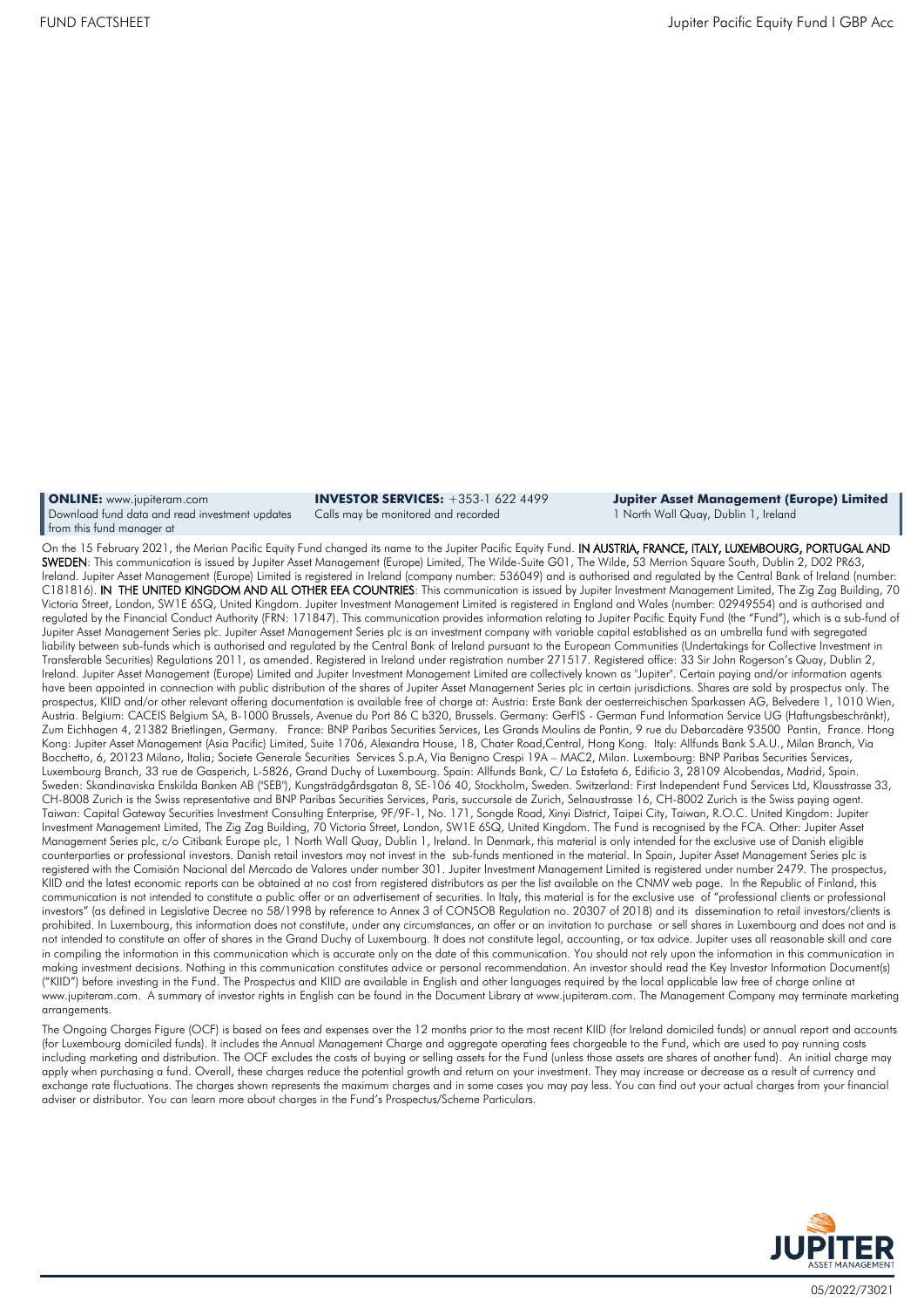**ONLINE:** www.jupiteram.com
Download fund data and read investment updates from this fund manager at

**INVESTOR SERVICES:** +353-1 622 4499
Calls may be monitored and recorded

**Jupiter Asset Management (Europe) Limited**
1 North Wall Quay, Dublin 1, Ireland

On the 15 February 2021, the Merian Pacific Equity Fund changed its name to the Jupiter Pacific Equity Fund. **IN AUSTRIA, FRANCE, ITALY, LUXEMBOURG, PORTUGAL AND SWEDEN**: This communication is issued by Jupiter Asset Management (Europe) Limited, The Wilde-Suite G01, The Wilde, 53 Merrion Square South, Dublin 2, D02 PR63, Ireland. Jupiter Asset Management (Europe) Limited is registered in Ireland (company number: 536049) and is authorised and regulated by the Central Bank of Ireland (number: C181816). **IN THE UNITED KINGDOM AND ALL OTHER EEA COUNTRIES**: This communication is issued by Jupiter Investment Management Limited, The Zig Zag Building, 70 Victoria Street, London, SW1E 6SQ, United Kingdom. Jupiter Investment Management Limited is registered in England and Wales (number: 02949554) and is authorised and regulated by the Financial Conduct Authority (FRN: 171847). This communication provides information relating to Jupiter Pacific Equity Fund (the "Fund"), which is a sub-fund of Jupiter Asset Management Series plc. Jupiter Asset Management Series plc is an investment company with variable capital established as an umbrella fund with segregated liability between sub-funds which is authorised and regulated by the Central Bank of Ireland pursuant to the European Communities (Undertakings for Collective Investment in Transferable Securities) Regulations 2011, as amended. Registered in Ireland under registration number 271517. Registered office: 33 Sir John Rogerson's Quay, Dublin 2, Ireland. Jupiter Asset Management (Europe) Limited and Jupiter Investment Management Limited are collectively known as "Jupiter". Certain paying and/or information agents have been appointed in connection with public distribution of the shares of Jupiter Asset Management Series plc in certain jurisdictions. Shares are sold by prospectus only. The prospectus, KIID and/or other relevant offering documentation is available free of charge at: Austria: Erste Bank der oesterreichischen Sparkassen AG, Belvedere 1, 1010 Wien, Austria. Belgium: CACEIS Belgium SA, B-1000 Brussels, Avenue du Port 86 C b320, Brussels. Germany: GerFIS - German Fund Information Service UG (Haftungsbeschränkt), Zum Eichhagen 4, 21382 Brietlingen, Germany. France: BNP Paribas Securities Services, Les Grands Moulins de Pantin, 9 rue du Debarcadère 93500 Pantin, France. Hong Kong: Jupiter Asset Management (Asia Pacific) Limited, Suite 1706, Alexandra House, 18, Chater Road,Central, Hong Kong. Italy: Allfunds Bank S.A.U., Milan Branch, Via Bocchetto, 6, 20123 Milano, Italia; Societe Generale Securities Services S.p.A, Via Benigno Crespi 19A – MAC2, Milan. Luxembourg: BNP Paribas Securities Services, Luxembourg Branch, 33 rue de Gasperich, L-5826, Grand Duchy of Luxembourg. Spain: Allfunds Bank, C/ La Estafeta 6, Edificio 3, 28109 Alcobendas, Madrid, Spain. Sweden: Skandinaviska Enskilda Banken AB ("SEB"), Kungsträdgårdsgatan 8, SE-106 40, Stockholm, Sweden. Switzerland: First Independent Fund Services Ltd, Klausstrasse 33, CH-8008 Zurich is the Swiss representative and BNP Paribas Securities Services, Paris, succursale de Zurich, Selnaustrasse 16, CH-8002 Zurich is the Swiss paying agent. Taiwan: Capital Gateway Securities Investment Consulting Enterprise, 9F/9F-1, No. 171, Songde Road, Xinyi District, Taipei City, Taiwan, R.O.C. United Kingdom: Jupiter Investment Management Limited, The Zig Zag Building, 70 Victoria Street, London, SW1E 6SQ, United Kingdom. The Fund is recognised by the FCA. Other: Jupiter Asset Management Series plc, c/o Citibank Europe plc, 1 North Wall Quay, Dublin 1, Ireland. In Denmark, this material is only intended for the exclusive use of Danish eligible counterparties or professional investors. Danish retail investors may not invest in the sub-funds mentioned in the material. In Spain, Jupiter Asset Management Series plc is registered with the Comisión Nacional del Mercado de Valores under number 301. Jupiter Investment Management Limited is registered under number 2479. The prospectus, KIID and the latest economic reports can be obtained at no cost from registered distributors as per the list available on the CNMV web page. In the Republic of Finland, this communication is not intended to constitute a public offer or an advertisement of securities. In Italy, this material is for the exclusive use of "professional clients or professional investors" (as defined in Legislative Decree no 58/1998 by reference to Annex 3 of CONSOB Regulation no. 20307 of 2018) and its dissemination to retail investors/clients is prohibited. In Luxembourg, this information does not constitute, under any circumstances, an offer or an invitation to purchase or sell shares in Luxembourg and does not and is not intended to constitute an offer of shares in the Grand Duchy of Luxembourg. It does not constitute legal, accounting, or tax advice. Jupiter uses all reasonable skill and care in compiling the information in this communication which is accurate only on the date of this communication. You should not rely upon the information in this communication in making investment decisions. Nothing in this communication constitutes advice or personal recommendation. An investor should read the Key Investor Information Document(s) ("KIID") before investing in the Fund. The Prospectus and KIID are available in English and other languages required by the local applicable law free of charge online at www.jupiteram.com. A summary of investor rights in English can be found in the Document Library at www.jupiteram.com. The Management Company may terminate marketing arrangements.

The Ongoing Charges Figure (OCF) is based on fees and expenses over the 12 months prior to the most recent KIID (for Ireland domiciled funds) or annual report and accounts (for Luxembourg domiciled funds). It includes the Annual Management Charge and aggregate operating fees chargeable to the Fund, which are used to pay running costs including marketing and distribution. The OCF excludes the costs of buying or selling assets for the Fund (unless those assets are shares of another fund). An initial charge may apply when purchasing a fund. Overall, these charges reduce the potential growth and return on your investment. They may increase or decrease as a result of currency and exchange rate fluctuations. The charges shown represents the maximum charges and in some cases you may pay less. You can find out your actual charges from your financial adviser or distributor. You can learn more about charges in the Fund's Prospectus/Scheme Particulars.

05/2022/73021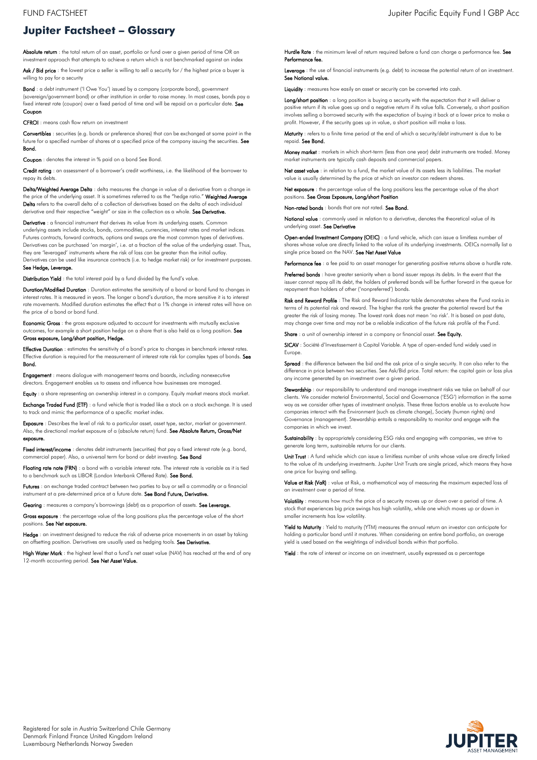# Jupiter Factsheet – Glossary

**Absolute return** : the total return of an asset, portfolio or fund over a given period of time OR an investment approach that attempts to achieve a return which is not benchmarked against an index

**Ask / Bid price** : the lowest price a seller is willing to sell a security for / the highest price a buyer is willing to pay for a security

**Bond** : a debt instrument ('I Owe You') issued by a company (corporate bond), government (sovereign/government bond) or other institution in order to raise money. In most cases, bonds pay a fixed interest rate (coupon) over a fixed period of time and will be repaid on a particular date. **See Coupon**

**CFROI** : means cash flow return on investment

**Convertibles** : securities (e.g. bonds or preference shares) that can be exchanged at some point in the future for a specified number of shares at a specified price of the company issuing the securities. **See Bond.**

**Coupon** : denotes the interest in % paid on a bond See Bond.

**Credit rating** : an assessment of a borrower's credit worthiness, i.e. the likelihood of the borrower to repay its debts.

**Delta/Weighted Average Delta** : delta measures the change in value of a derivative from a change in the price of the underlying asset. It is sometimes referred to as the "hedge ratio." **Weighted Average Delta** refers to the overall delta of a collection of derivatives based on the delta of each individual derivative and their respective "weight" or size in the collection as a whole. **See Derivative.**

**Derivative** : a financial instrument that derives its value from its underlying assets. Common underlying assets include stocks, bonds, commodities, currencies, interest rates and market indices. Futures contracts, forward contracts, options and swaps are the most common types of derivatives. Derivatives can be purchased 'on margin', i.e. at a fraction of the value of the underlying asset. Thus, they are 'leveraged' instruments where the risk of loss can be greater than the initial outlay. Derivatives can be used like insurance contracts (i.e. to hedge market risk) or for investment purposes. **See Hedge, Leverage.**

**Distribution Yield** : the total interest paid by a fund divided by the fund's value.

**Duration/Modified Duration** : Duration estimates the sensitivity of a bond or bond fund to changes in interest rates. It is measured in years. The longer a bond's duration, the more sensitive it is to interest rate movements. Modified duration estimates the effect that a 1% change in interest rates will have on the price of a bond or bond fund.

**Economic Gross** : the gross exposure adjusted to account for investments with mutually exclusive outcomes, for example a short position hedge on a share that is also held as a long position. **See Gross exposure, Long/short position, Hedge.**

**Effective Duration** : estimates the sensitivity of a bond's price to changes in benchmark interest rates. Effective duration is required for the measurement of interest rate risk for complex types of bonds. **See Bond.**

**Engagement** : means dialogue with management teams and boards, including nonexecutive directors. Engagement enables us to assess and influence how businesses are managed.

**Equity** : a share representing an ownership interest in a company. Equity market means stock market.

**Exchange Traded Fund (ETF)** : a fund vehicle that is traded like a stock on a stock exchange. It is used to track and mimic the performance of a specific market index.

**Exposure** : Describes the level of risk to a particular asset, asset type, sector, market or government. Also, the directional market exposure of a (absolute return) fund. **See Absolute Return, Gross/Net exposure.**

**Fixed interest/income** : denotes debt instruments (securities) that pay a fixed interest rate (e.g. bond, commercial paper). Also, a universal term for bond or debt investing. **See Bond**

**Floating rate note (FRN)** : a bond with a variable interest rate. The interest rate is variable as it is tied to a benchmark such as LIBOR (London Interbank Offered Rate). **See Bond.**

**Futures** : an exchange traded contract between two parties to buy or sell a commodity or a financial instrument at a pre-determined price at a future date. **See Bond Future, Derivative.**

**Gearing** : measures a company's borrowings (debt) as a proportion of assets. **See Leverage.**

**Gross exposure** : the percentage value of the long positions plus the percentage value of the short positions. **See Net exposure.**

**Hedge** : an investment designed to reduce the risk of adverse price movements in an asset by taking an offsetting position. Derivatives are usually used as hedging tools. **See Derivative.**

**High Water Mark** : the highest level that a fund's net asset value (NAV) has reached at the end of any 12-month accounting period. **See Net Asset Value.**

**Hurdle Rate** : the minimum level of return required before a fund can charge a performance fee. **See Performance fee.**

**Leverage** : the use of financial instruments (e.g. debt) to increase the potential return of an investment. **See Notional value.**

**Liquidity** : measures how easily an asset or security can be converted into cash.

**Long/short position** : a long position is buying a security with the expectation that it will deliver a positive return if its value goes up and a negative return if its value falls. Conversely, a short position involves selling a borrowed security with the expectation of buying it back at a lower price to make a profit. However, if the security goes up in value, a short position will make a loss.

**Maturity** : refers to a finite time period at the end of which a security/debt instrument is due to be repaid. **See Bond.**

**Money market** : markets in which short-term (less than one year) debt instruments are traded. Money market instruments are typically cash deposits and commercial papers.

**Net asset value** : in relation to a fund, the market value of its assets less its liabilities. The market value is usually determined by the price at which an investor can redeem shares.

**Net exposure** : the percentage value of the long positions less the percentage value of the short positions. **See Gross Exposure, Long/short Position**

**Non-rated bonds** : bonds that are not rated. **See Bond.**

**Notional value** : commonly used in relation to a derivative, denotes the theoretical value of its underlying asset. **See Derivative**

**Open-ended Investment Company (OEIC)** : a fund vehicle, which can issue a limitless number of shares whose value are directly linked to the value of its underlying investments. OEICs normally list a single price based on the NAV. **See Net Asset Value**

**Performance fee** : a fee paid to an asset manager for generating positive returns above a hurdle rate.

**Preferred bonds** : have greater seniority when a bond issuer repays its debts. In the event that the issuer cannot repay all its debt, the holders of preferred bonds will be further forward in the queue for repayment than holders of other ('nonpreferred') bonds.

**Risk and Reward Profile** : The Risk and Reward Indicator table demonstrates where the Fund ranks in terms of its potential risk and reward. The higher the rank the greater the potential reward but the greater the risk of losing money. The lowest rank does not mean 'no risk'. It is based on past data, may change over time and may not be a reliable indication of the future risk profile of the Fund.

**Share** : a unit of ownership interest in a company or financial asset. **See Equity.**

**SICAV** : Société d'Investissement à Capital Variable. A type of open-ended fund widely used in Europe.

**Spread** : the difference between the bid and the ask price of a single security. It can also refer to the difference in price between two securities. See Ask/Bid price. Total return: the capital gain or loss plus any income generated by an investment over a given period.

**Stewardship** : our responsibility to understand and manage investment risks we take on behalf of our clients. We consider material Environmental, Social and Governance ('ESG') information in the same way as we consider other types of investment analysis. These three factors enable us to evaluate how companies interact with the Environment (such as climate change), Society (human rights) and Governance (management). Stewardship entails a responsibility to monitor and engage with the companies in which we invest.

**Sustainability** : by appropriately considering ESG risks and engaging with companies, we strive to generate long term, sustainable returns for our clients.

**Unit Trust** : A fund vehicle which can issue a limitless number of units whose value are directly linked to the value of its underlying investments. Jupiter Unit Trusts are single priced, which means they have one price for buying and selling.

**Value at Risk (VaR)** : value at Risk, a mathematical way of measuring the maximum expected loss of an investment over a period of time.

**Volatility** : measures how much the price of a security moves up or down over a period of time. A stock that experiences big price swings has high volatility, while one which moves up or down in smaller increments has low volatility.

**Yield to Maturity** : Yield to maturity (YTM) measures the annual return an investor can anticipate for holding a particular bond until it matures. When considering an entire bond portfolio, an average yield is used based on the weightings of individual bonds within that portfolio.

**Yield** : the rate of interest or income on an investment, usually expressed as a percentage

Registered for sale in Austria Switzerland Chile Germany Denmark Finland France United Kingdom Ireland Luxembourg Netherlands Norway Sweden